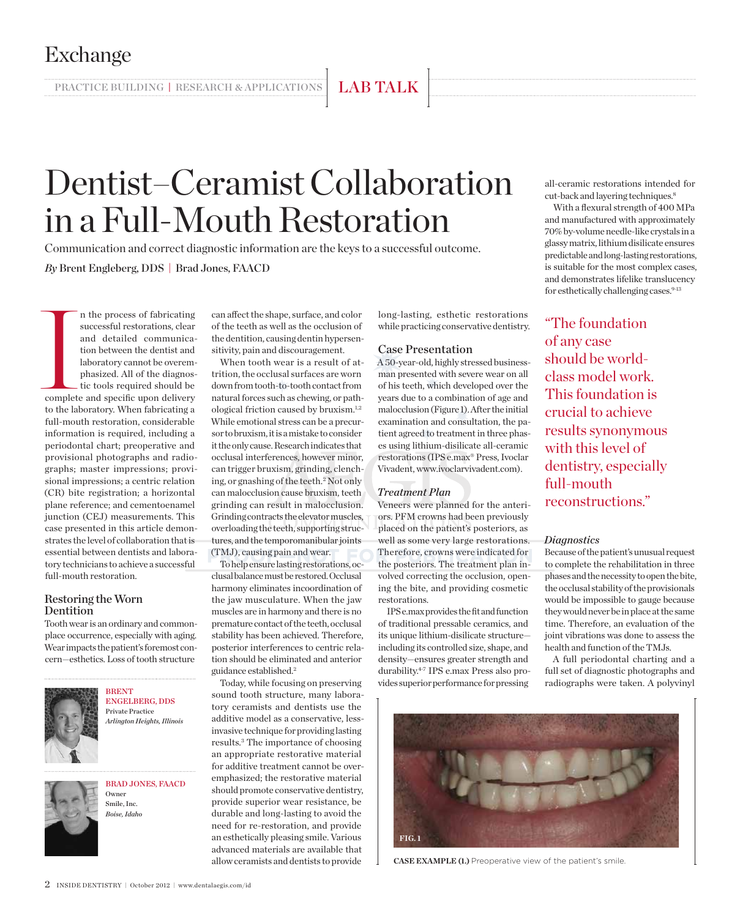Exchange

PRACTICE BUILDING | RESEARCH & APPLICATIONS | LAB TALK

# Dentist–Ceramist Collaboration in a Full-Mouth Restoration

Communication and correct diagnostic information are the keys to a successful outcome.

*By* Brent Engleberg, DDS | Brad Jones, FAACD

In the process of fabricating successful restorations, clear and detailed communication between the dentist and laboratory cannot be overemphasized. All of the diagnostic tools required should be complete and specific upon delivery to the laboratory. When fabricating a full-mouth restoration, considerable information is required, including a periodontal chart; preoperative and provisional photographs and radiographs; master impressions; provisional impressions; a centric relation (CR) bite registration; a horizontal plane reference; and cementoenamel junction (CEJ) measurements. This case presented in this article demonstrates the level of collaboration that is essential between dentists and laboratory technicians to achieve a successful full-mouth restoration.

## Restoring the Worn Dentition

Tooth wear is an ordinary and commonplace occurrence, especially with aging. Wear impacts the patient's foremost concern—esthetics. Loss of tooth structure can affect the shape, surface, and color of the teeth as well as the occlusion of the dentition, causing dentin hypersensitivity, pain and discouragement.

When tooth wear is a result of attrition, the occlusal surfaces are worn down from tooth-to-tooth contact from natural forces such as chewing, or pathological friction caused by bruxism.[1,2] While emotional stress can be a precursor to bruxism, it is a mistake to consider it the only cause. Research indicates that occlusal interferences, however minor, can trigger bruxism, grinding, clenching, or gnashing of the teeth.[2] Not only can malocclusion cause bruxism, teeth grinding can result in malocclusion. Grinding contracts the elevator muscles, overloading the teeth, supporting structures, and the temporomanibular joints (TMJ), causing pain and wear.

To help ensure lasting restorations, occlusal balance must be restored. Occlusal harmony eliminates incoordination of the jaw musculature. When the jaw muscles are in harmony and there is no premature contact of the teeth, occlusal stability has been achieved. Therefore, posterior interferences to centric relation should be eliminated and anterior guidance established.[2]

Today, while focusing on preserving sound tooth structure, many laboratory ceramists and dentists use the additive model as a conservative, less-invasive technique for providing lasting results.[3] The importance of choosing an appropriate restorative material for additive treatment cannot be overemphasized; the restorative material should promote conservative dentistry, provide superior wear resistance, be durable and long-lasting to avoid the need for re-restoration, and provide an esthetically pleasing smile. Various advanced materials are available that allow ceramists and dentists to provide long-lasting, esthetic restorations while practicing conservative dentistry.

## Case Presentation

A 50-year-old, highly stressed businessman presented with severe wear on all of his teeth, which developed over the years due to a combination of age and malocclusion (Figure 1). After the initial examination and consultation, the patient agreed to treatment in three phases using lithium-disilicate all-ceramic restorations (IPS e.max® Press, Ivoclar Vivadent, www.ivoclarvivadent.com).

### *Treatment Plan*

Veneers were planned for the anteriors. PFM crowns had been previously placed on the patient's posteriors, as well as some very large restorations. Therefore, crowns were indicated for the posteriors. The treatment plan involved correcting the occlusion, opening the bite, and providing cosmetic restorations.

IPS e.max provides the fit and function of traditional pressable ceramics, and its unique lithium-disilicate structure—including its controlled size, shape, and density—ensures greater strength and durability.[4-7] IPS e.max Press also provides superior performance for pressing all-ceramic restorations intended for cut-back and layering techniques.[8]

With a flexural strength of 400 MPa and manufactured with approximately 70% by-volume needle-like crystals in a glassy matrix, lithium disilicate ensures predictable and long-lasting restorations, is suitable for the most complex cases, and demonstrates lifelike translucency for esthetically challenging cases.[9-13]

> "The foundation of any case should be world-class model work. This foundation is crucial to achieve results synonymous with this level of dentistry, especially full-mouth reconstructions."

### *Diagnostics*

Because of the patient's unusual request to complete the rehabilitation in three phases and the necessity to open the bite, the occlusal stability of the provisionals would be impossible to gauge because they would never be in place at the same time. Therefore, an evaluation of the joint vibrations was done to assess the health and function of the TMJs.

A full periodontal charting and a full set of diagnostic photographs and radiographs were taken. A polyvinyl

FIG. 1

**CASE EXAMPLE (1.)** Preoperative view of the patient's smile.

**BRENT ENGELBERG, DDS**
Private Practice
*Arlington Heights, Illinois*

**BRAD JONES, FAACD**
Owner
Smile, Inc.
*Boise, Idaho*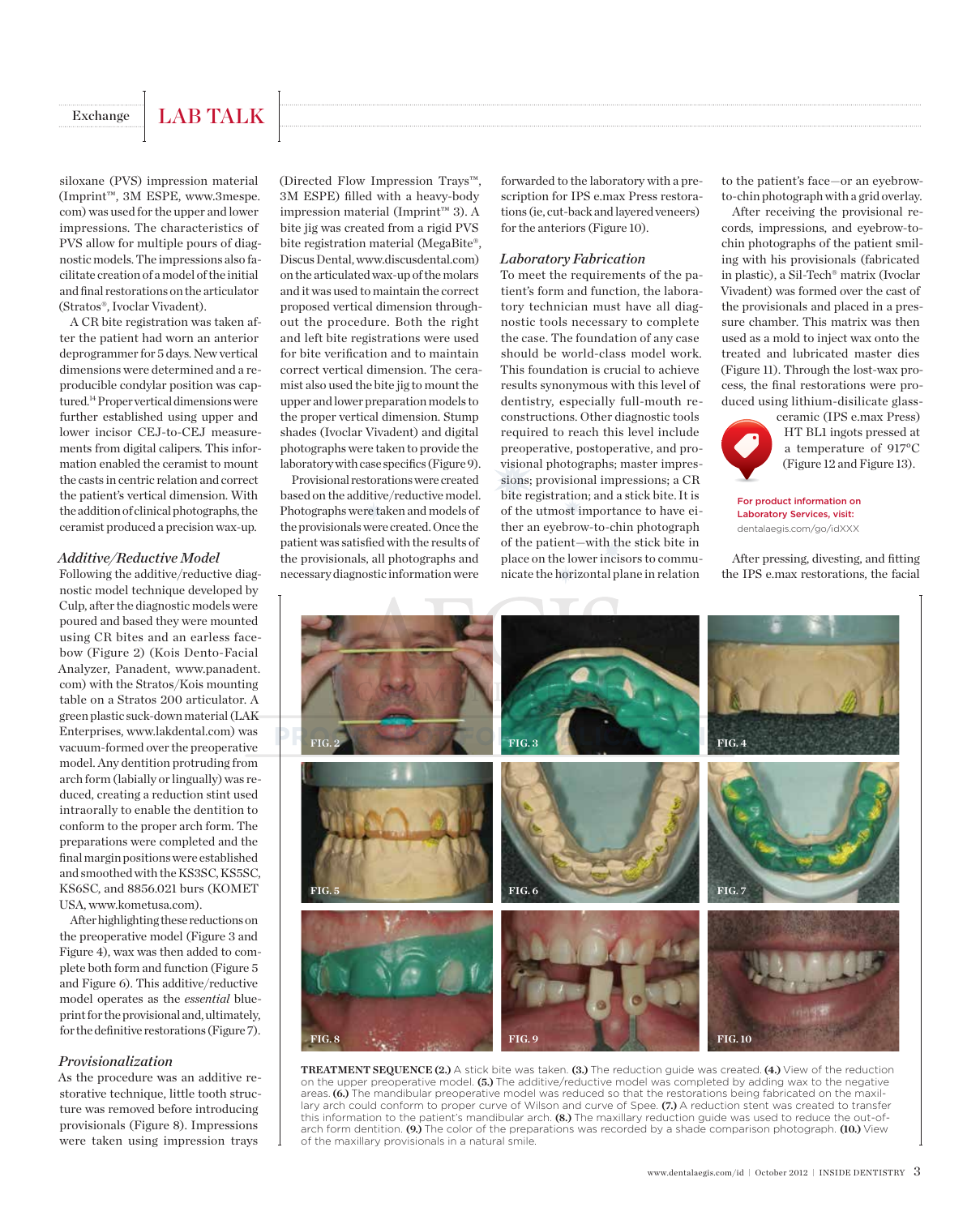siloxane (PVS) impression material (Imprint™, 3M ESPE, www.3mespe.com) was used for the upper and lower impressions. The characteristics of PVS allow for multiple pours of diagnostic models. The impressions also facilitate creation of a model of the initial and final restorations on the articulator (Stratos®, Ivoclar Vivadent).

A CR bite registration was taken after the patient had worn an anterior deprogrammer for 5 days. New vertical dimensions were determined and a reproducible condylar position was captured.[14] Proper vertical dimensions were further established using upper and lower incisor CEJ-to-CEJ measurements from digital calipers. This information enabled the ceramist to mount the casts in centric relation and correct the patient's vertical dimension. With the addition of clinical photographs, the ceramist produced a precision wax-up.

### *Additive/Reductive Model*

Following the additive/reductive diagnostic model technique developed by Culp, after the diagnostic models were poured and based they were mounted using CR bites and an earless facebow (Figure 2) (Kois Dento-Facial Analyzer, Panadent, www.panadent.com) with the Stratos/Kois mounting table on a Stratos 200 articulator. A green plastic suck-down material (LAK Enterprises, www.lakdental.com) was vacuum-formed over the preoperative model. Any dentition protruding from arch form (labially or lingually) was reduced, creating a reduction stint used intraorally to enable the dentition to conform to the proper arch form. The preparations were completed and the final margin positions were established and smoothed with the KS3SC, KS5SC, KS6SC, and 8856.021 burs (KOMET USA, www.kometusa.com).

After highlighting these reductions on the preoperative model (Figure 3 and Figure 4), wax was then added to complete both form and function (Figure 5 and Figure 6). This additive/reductive model operates as the *essential* blueprint for the provisional and, ultimately, for the definitive restorations (Figure 7).

### *Provisionalization*

As the procedure was an additive restorative technique, little tooth structure was removed before introducing provisionals (Figure 8). Impressions were taken using impression trays (Directed Flow Impression Trays™, 3M ESPE) filled with a heavy-body impression material (Imprint™ 3). A bite jig was created from a rigid PVS bite registration material (MegaBite®, Discus Dental, www.discusdental.com) on the articulated wax-up of the molars and it was used to maintain the correct proposed vertical dimension throughout the procedure. Both the right and left bite registrations were used for bite verification and to maintain correct vertical dimension. The ceramist also used the bite jig to mount the upper and lower preparation models to the proper vertical dimension. Stump shades (Ivoclar Vivadent) and digital photographs were taken to provide the laboratory with case specifics (Figure 9).

Provisional restorations were created based on the additive/reductive model. Photographs were taken and models of the provisionals were created. Once the patient was satisfied with the results of the provisionals, all photographs and necessary diagnostic information were forwarded to the laboratory with a prescription for IPS e.max Press restorations (ie, cut-back and layered veneers) for the anteriors (Figure 10).

### *Laboratory Fabrication*

To meet the requirements of the patient's form and function, the laboratory technician must have all diagnostic tools necessary to complete the case. The foundation of any case should be world-class model work. This foundation is crucial to achieve results synonymous with this level of dentistry, especially full-mouth reconstructions. Other diagnostic tools required to reach this level include preoperative, postoperative, and provisional photographs; master impressions; provisional impressions; a CR bite registration; and a stick bite. It is of the utmost importance to have either an eyebrow-to-chin photograph of the patient—with the stick bite in place on the lower incisors to communicate the horizontal plane in relation to the patient's face—or an eyebrow-to-chin photograph with a grid overlay.

After receiving the provisional records, impressions, and eyebrow-to-chin photographs of the patient smiling with his provisionals (fabricated in plastic), a Sil-Tech® matrix (Ivoclar Vivadent) was formed over the cast of the provisionals and placed in a pressure chamber. This matrix was then used as a mold to inject wax onto the treated and lubricated master dies (Figure 11). Through the lost-wax process, the final restorations were produced using lithium-disilicate glass-ceramic (IPS e.max Press) HT BL1 ingots pressed at a temperature of 917°C (Figure 12 and Figure 13).

For product information on Laboratory Services, visit: dentalaegis.com/go/idXXX

After pressing, divesting, and fitting the IPS e.max restorations, the facial

**TREATMENT SEQUENCE (2.)** A stick bite was taken. **(3.)** The reduction guide was created. **(4.)** View of the reduction on the upper preoperative model. **(5.)** The additive/reductive model was completed by adding wax to the negative areas. **(6.)** The mandibular preoperative model was reduced so that the restorations being fabricated on the maxillary arch could conform to proper curve of Wilson and curve of Spee. **(7.)** A reduction stent was created to transfer this information to the patient's mandibular arch. **(8.)** The maxillary reduction guide was used to reduce the out-of-arch form dentition. **(9.)** The color of the preparations was recorded by a shade comparison photograph. **(10.)** View of the maxillary provisionals in a natural smile.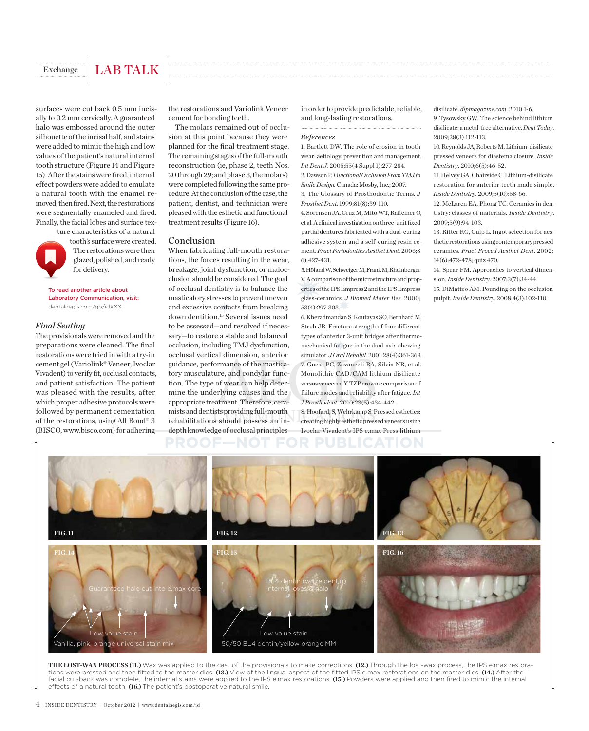surfaces were cut back 0.5 mm incisally to 0.2 mm cervically. A guaranteed halo was embossed around the outer silhouette of the incisal half, and stains were added to mimic the high and low values of the patient's natural internal tooth structure (Figure 14 and Figure 15). After the stains were fired, internal effect powders were added to emulate a natural tooth with the enamel removed, then fired. Next, the restorations were segmentally enameled and fired. Finally, the facial lobes and surface texture characteristics of a natural tooth's surface were created. The restorations were then glazed, polished, and ready for delivery.

To read another article about Laboratory Communication, visit: dentalaegis.com/go/idXXX

### Final Seating

The provisionals were removed and the preparations were cleaned. The final restorations were tried in with a try-in cement gel (Variolink® Veneer, Ivoclar Vivadent) to verify fit, occlusal contacts, and patient satisfaction. The patient was pleased with the results, after which proper adhesive protocols were followed by permanent cementation of the restorations, using All Bond® 3 (BISCO, www.bisco.com) for adhering the restorations and Variolink Veneer cement for bonding teeth.

The molars remained out of occlusion at this point because they were planned for the final treatment stage. The remaining stages of the full-mouth reconstruction (ie, phase 2, teeth Nos. 20 through 29; and phase 3, the molars) were completed following the same procedure. At the conclusion of the case, the patient, dentist, and technician were pleased with the esthetic and functional treatment results (Figure 16).

## Conclusion

When fabricating full-mouth restorations, the forces resulting in the wear, breakage, joint dysfunction, or malocclusion should be considered. The goal of occlusal dentistry is to balance the masticatory stresses to prevent uneven and excessive contacts from breaking down dentition.[15] Several issues need to be assessed—and resolved if necessary—to restore a stable and balanced occlusion, including TMJ dysfunction, occlusal vertical dimension, anterior guidance, performance of the masticatory musculature, and condylar function. The type of wear can help determine the underlying causes and the appropriate treatment. Therefore, ceramists and dentists providing full-mouth rehabilitations should possess an in-depth knowledge of occlusal principles in order to provide predictable, reliable, and long-lasting restorations.

### References

1. Bartlett DW. The role of erosion in tooth wear; aetiology, prevention and management. *Int Dent J.* 2005;55(4 Suppl 1):277-284.
2. Dawson P. *Functional Occlusion From TMJ to Smile Design.* Canada: Mosby, Inc.; 2007.
3. The Glossary of Prosthodontic Terms. *J Prosthet Dent.* 1999;81(8):39-110.
4. Sorensen JA, Cruz M, Mito WT, Raffeiner O, et al. A clinical investigation on three-unit fixed partial dentures fabricated with a dual-curing adhesive system and a self-curing resin cement. *Pract Periodontics Aesthet Dent.* 2006;8 6):427-431.
5. Höland W, Schweiger M, Frank M, Rheinberger V. A comparison of the microstructure and properties of the IPS Empress 2 and the IPS Empress glass-ceramics. *J Biomed Mater Res.* 2000; 53(4):297-303.
6. Kheradmandan S, Koutayas SO, Bernhard M, Strub JR. Fracture strength of four different types of anterior 3-unit bridges after thermo-mechanical fatigue in the dual-axis chewing simulator. *J Oral Rehabil.* 2001;28(4):361-369.
7. Guess PC, Zavanelli RA, Silvia NR, et al. Monolithic CAD/CAM lithium disilicate versus veneered Y-TZP crowns: comparison of failure modes and reliability after fatigue. *Int J Prosthodont.* 2010;23(5):434-442.
8. Hoofard, S, Wehrkamp S. Pressed esthetics: creating highly esthetic pressed veneers using Ivoclar Vivadent's IPS e.max Press lithium disilicate. *dlpmagazine.com.* 2010;1-6.
9. Tysowsky GW. The science behind lithium disilicate: a metal-free alternative. *Dent Today.* 2009;28(3):112-113.
10. Reynolds JA, Roberts M. Lithium-disilicate pressed veneers for diastema closure. *Inside Dentistry.* 2010;6(5):46-52.
11. Helvey GA. Chairside C. Lithium-disilicate restoration for anterior teeth made simple. *Inside Dentistry.* 2009;5(10):58-66.
12. McLaren EA, Phong TC. Ceramics in dentistry: classes of materials. *Inside Dentistry.* 2009;5(9):94-103.
13. Ritter RG, Culp L. Ingot selection for aesthetic restorations using contemporary pressed ceramics. *Pract Proced Aesthet Dent.* 2002; 14(6):472-478; quiz 470.
14. Spear FM. Approaches to vertical dimension. *Inside Dentistry.* 2007;3(7):34-44.
15. DiMatteo AM. Pounding on the occlusion pulpit. *Inside Dentistry.* 2008;4(3):102-110.

PROOF—NOT FOR PUBLICATION

FIG. 11

FIG. 12

FIG. 13

FIG. 14

Guaranteed halo cut into e.max core

Low value stain

Vanilla, pink, orange universal stain mix

FIG. 15

BL4 dentin (white dentin) internal loves & halo

Low value stain

50/50 BL4 dentin/yellow orange MM

FIG. 16

**THE LOST-WAX PROCESS (11.)** Wax was applied to the cast of the provisionals to make corrections. **(12.)** Through the lost-wax process, the IPS e.max restorations were pressed and then fitted to the master dies. **(13.)** View of the lingual aspect of the fitted IPS e.max restorations on the master dies. **(14.)** After the facial cut-back was complete, the internal stains were applied to the IPS e.max restorations. **(15.)** Powders were applied and then fired to mimic the internal effects of a natural tooth. **(16.)** The patient's postoperative natural smile.